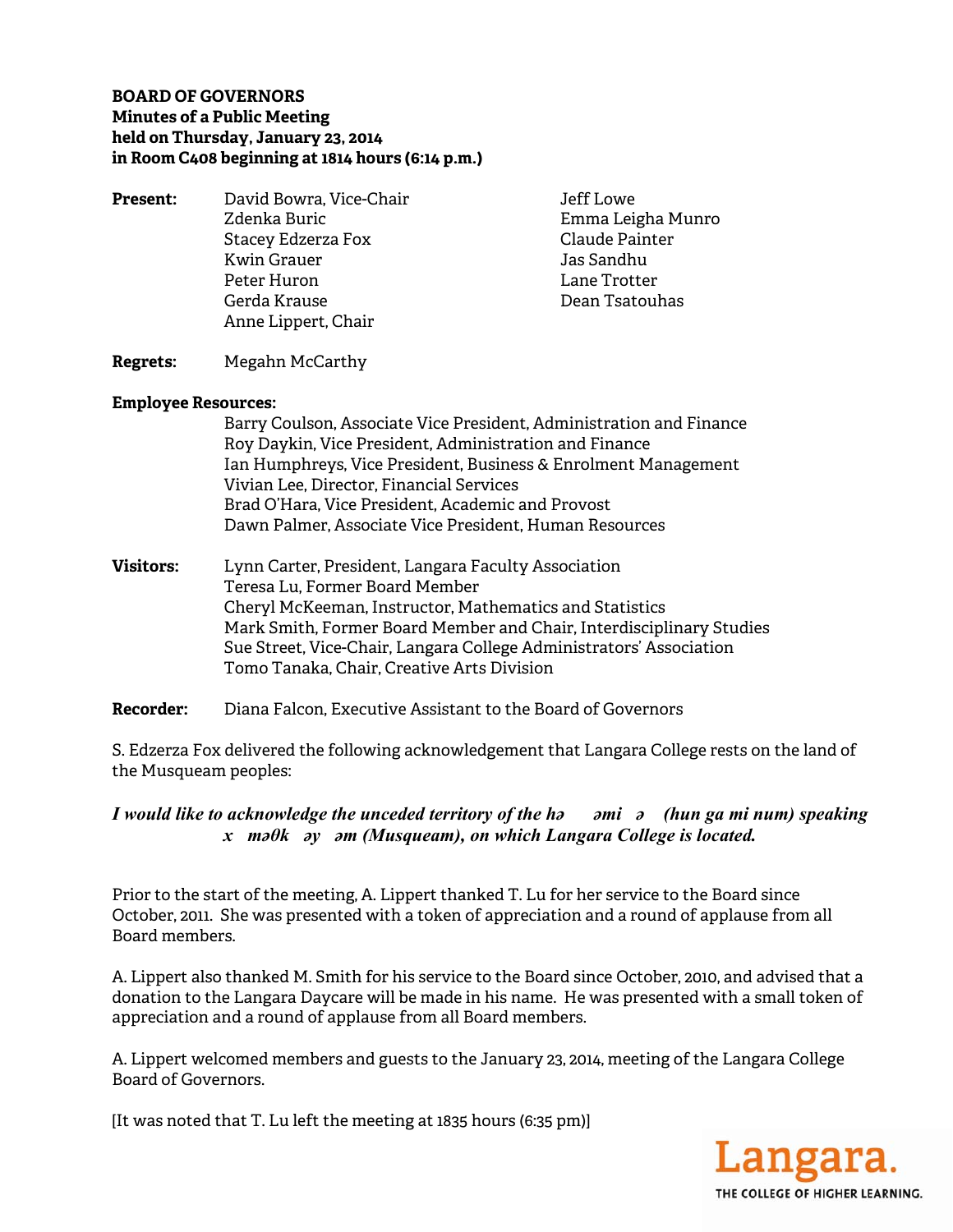**BOARD OF GOVERNORS**
**Minutes of a Public Meeting**
**held on Thursday, January 23, 2014**
**in Room C408 beginning at 1814 hours (6:14 p.m.)**

**Present:**
David Bowra, Vice-Chair
Zdenka Buric
Stacey Edzerza Fox
Kwin Grauer
Peter Huron
Gerda Krause
Anne Lippert, Chair
Jeff Lowe
Emma Leigha Munro
Claude Painter
Jas Sandhu
Lane Trotter
Dean Tsatouhas

**Regrets:** Megahn McCarthy

**Employee Resources:**
Barry Coulson, Associate Vice President, Administration and Finance
Roy Daykin, Vice President, Administration and Finance
Ian Humphreys, Vice President, Business & Enrolment Management
Vivian Lee, Director, Financial Services
Brad O'Hara, Vice President, Academic and Provost
Dawn Palmer, Associate Vice President, Human Resources

**Visitors:**
Lynn Carter, President, Langara Faculty Association
Teresa Lu, Former Board Member
Cheryl McKeeman, Instructor, Mathematics and Statistics
Mark Smith, Former Board Member and Chair, Interdisciplinary Studies
Sue Street, Vice-Chair, Langara College Administrators' Association
Tomo Tanaka, Chair, Creative Arts Division

**Recorder:** Diana Falcon, Executive Assistant to the Board of Governors

S. Edzerza Fox delivered the following acknowledgement that Langara College rests on the land of the Musqueam peoples:

***I would like to acknowledge the unceded territory of the hə əmi ə (hun ga mi num) speaking x məθk əy əm (Musqueam), on which Langara College is located.***

Prior to the start of the meeting, A. Lippert thanked T. Lu for her service to the Board since October, 2011. She was presented with a token of appreciation and a round of applause from all Board members.

A. Lippert also thanked M. Smith for his service to the Board since October, 2010, and advised that a donation to the Langara Daycare will be made in his name. He was presented with a small token of appreciation and a round of applause from all Board members.

A. Lippert welcomed members and guests to the January 23, 2014, meeting of the Langara College Board of Governors.

[It was noted that T. Lu left the meeting at 1835 hours (6:35 pm)]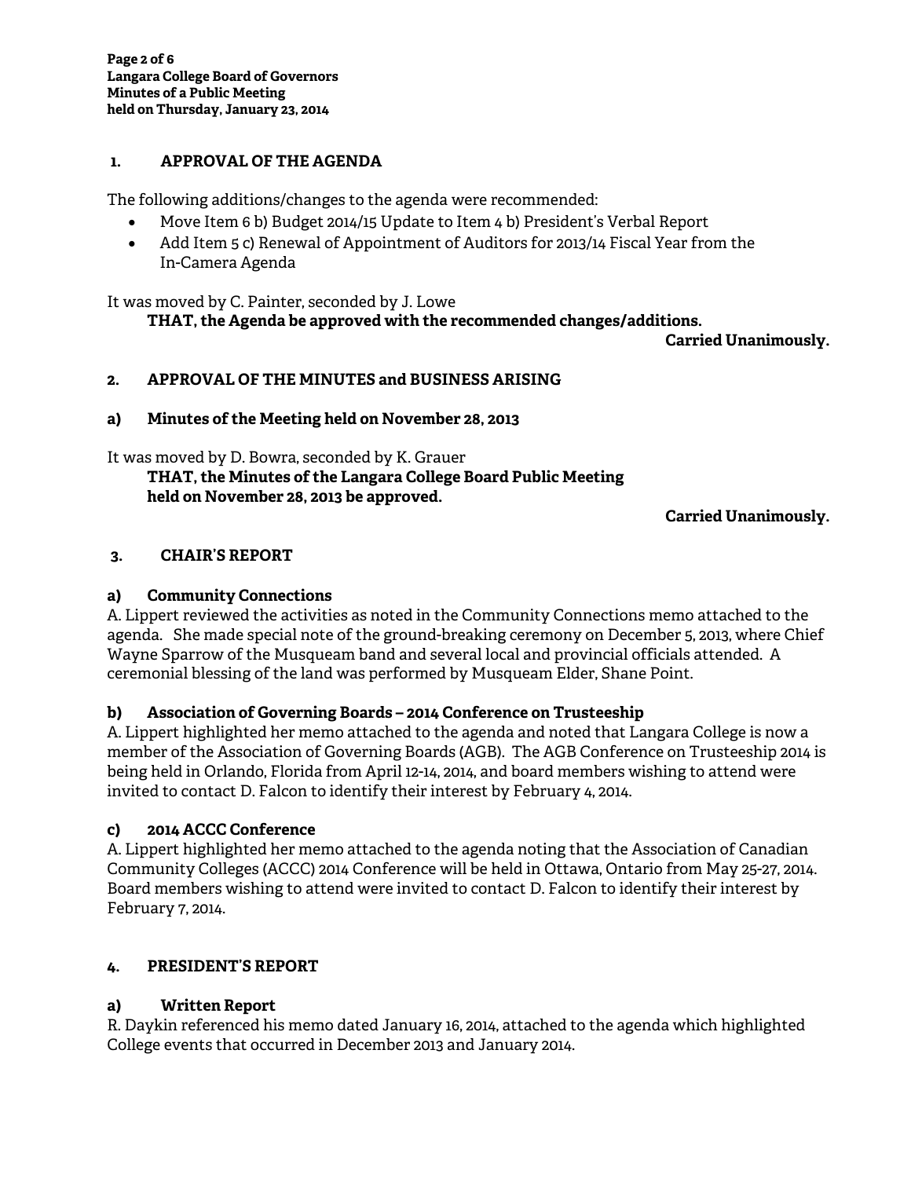## 1. APPROVAL OF THE AGENDA

The following additions/changes to the agenda were recommended:

- Move Item 6 b) Budget 2014/15 Update to Item 4 b) President's Verbal Report
- Add Item 5 c) Renewal of Appointment of Auditors for 2013/14 Fiscal Year from the In-Camera Agenda

It was moved by C. Painter, seconded by J. Lowe

**THAT, the Agenda be approved with the recommended changes/additions.**

**Carried Unanimously.**

## 2. APPROVAL OF THE MINUTES and BUSINESS ARISING

### a) Minutes of the Meeting held on November 28, 2013

It was moved by D. Bowra, seconded by K. Grauer

**THAT, the Minutes of the Langara College Board Public Meeting held on November 28, 2013 be approved.**

**Carried Unanimously.**

## 3. CHAIR'S REPORT

### a) Community Connections

A. Lippert reviewed the activities as noted in the Community Connections memo attached to the agenda. She made special note of the ground-breaking ceremony on December 5, 2013, where Chief Wayne Sparrow of the Musqueam band and several local and provincial officials attended. A ceremonial blessing of the land was performed by Musqueam Elder, Shane Point.

### b) Association of Governing Boards – 2014 Conference on Trusteeship

A. Lippert highlighted her memo attached to the agenda and noted that Langara College is now a member of the Association of Governing Boards (AGB). The AGB Conference on Trusteeship 2014 is being held in Orlando, Florida from April 12-14, 2014, and board members wishing to attend were invited to contact D. Falcon to identify their interest by February 4, 2014.

### c) 2014 ACCC Conference

A. Lippert highlighted her memo attached to the agenda noting that the Association of Canadian Community Colleges (ACCC) 2014 Conference will be held in Ottawa, Ontario from May 25-27, 2014. Board members wishing to attend were invited to contact D. Falcon to identify their interest by February 7, 2014.

## 4. PRESIDENT'S REPORT

### a) Written Report

R. Daykin referenced his memo dated January 16, 2014, attached to the agenda which highlighted College events that occurred in December 2013 and January 2014.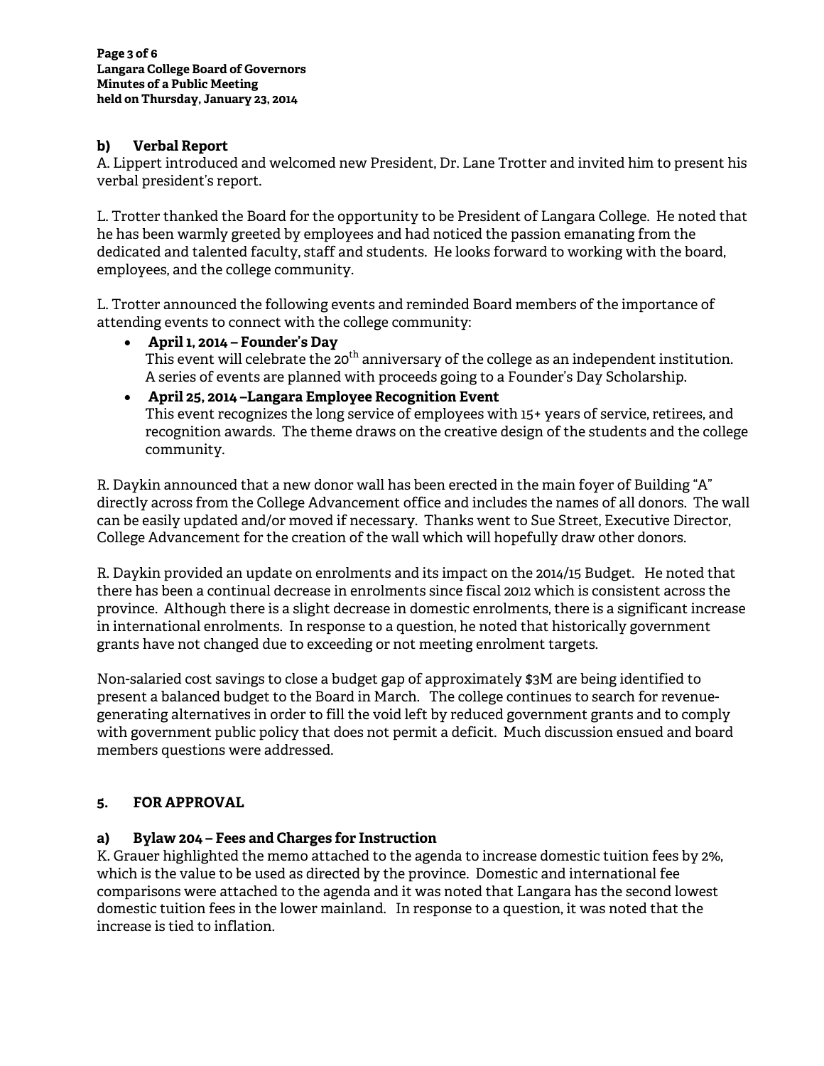### b) Verbal Report

A. Lippert introduced and welcomed new President, Dr. Lane Trotter and invited him to present his verbal president's report.

L. Trotter thanked the Board for the opportunity to be President of Langara College. He noted that he has been warmly greeted by employees and had noticed the passion emanating from the dedicated and talented faculty, staff and students. He looks forward to working with the board, employees, and the college community.

L. Trotter announced the following events and reminded Board members of the importance of attending events to connect with the college community:

- **April 1, 2014 – Founder's Day**
  This event will celebrate the 20th anniversary of the college as an independent institution. A series of events are planned with proceeds going to a Founder's Day Scholarship.
- **April 25, 2014 –Langara Employee Recognition Event**
  This event recognizes the long service of employees with 15+ years of service, retirees, and recognition awards. The theme draws on the creative design of the students and the college community.

R. Daykin announced that a new donor wall has been erected in the main foyer of Building "A" directly across from the College Advancement office and includes the names of all donors. The wall can be easily updated and/or moved if necessary. Thanks went to Sue Street, Executive Director, College Advancement for the creation of the wall which will hopefully draw other donors.

R. Daykin provided an update on enrolments and its impact on the 2014/15 Budget. He noted that there has been a continual decrease in enrolments since fiscal 2012 which is consistent across the province. Although there is a slight decrease in domestic enrolments, there is a significant increase in international enrolments. In response to a question, he noted that historically government grants have not changed due to exceeding or not meeting enrolment targets.

Non-salaried cost savings to close a budget gap of approximately $3M are being identified to present a balanced budget to the Board in March. The college continues to search for revenue-generating alternatives in order to fill the void left by reduced government grants and to comply with government public policy that does not permit a deficit. Much discussion ensued and board members questions were addressed.

## 5. FOR APPROVAL

### a) Bylaw 204 – Fees and Charges for Instruction

K. Grauer highlighted the memo attached to the agenda to increase domestic tuition fees by 2%, which is the value to be used as directed by the province. Domestic and international fee comparisons were attached to the agenda and it was noted that Langara has the second lowest domestic tuition fees in the lower mainland. In response to a question, it was noted that the increase is tied to inflation.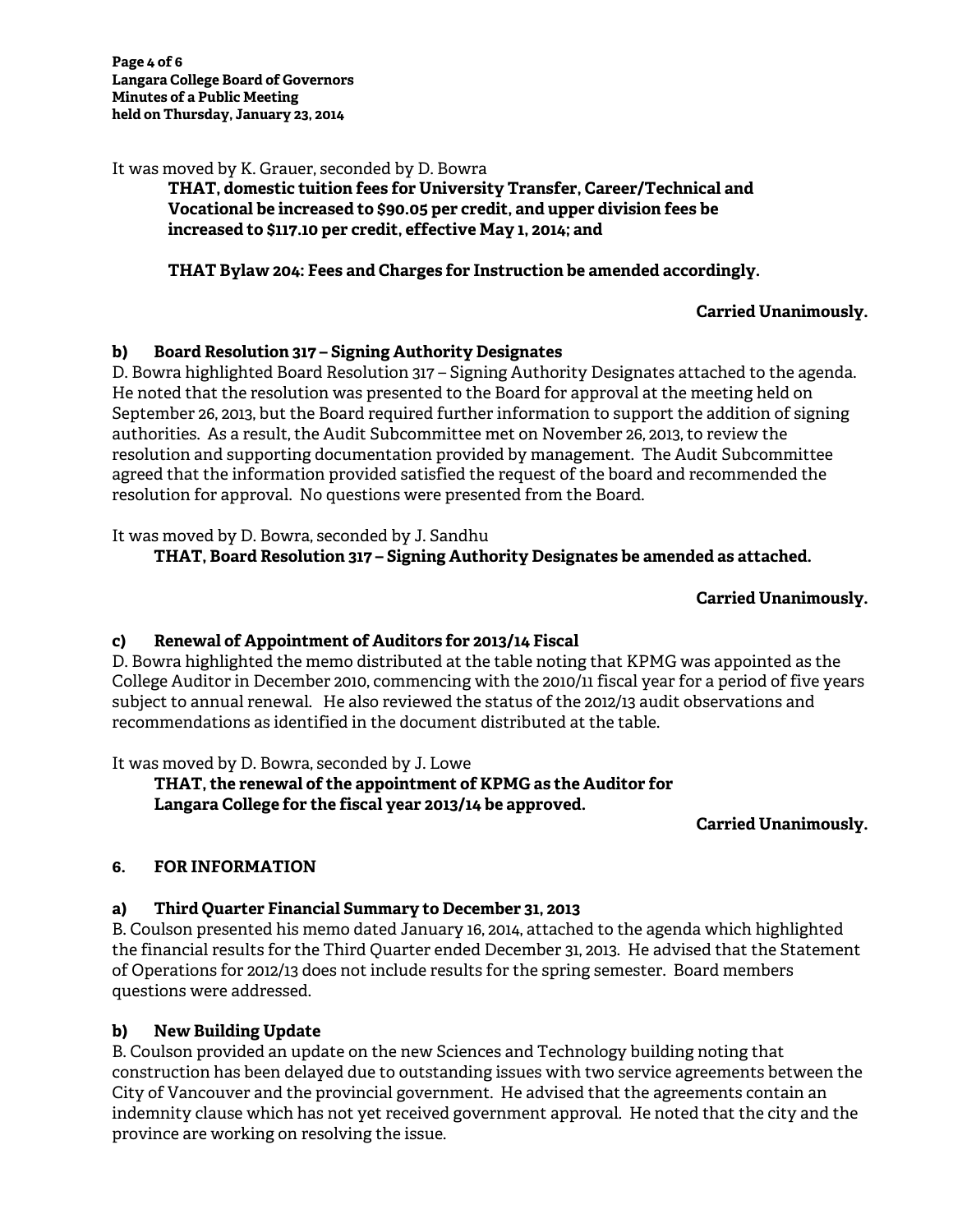It was moved by K. Grauer, seconded by D. Bowra

> **THAT, domestic tuition fees for University Transfer, Career/Technical and Vocational be increased to $90.05 per credit, and upper division fees be increased to $117.10 per credit, effective May 1, 2014; and**
>
> **THAT Bylaw 204: Fees and Charges for Instruction be amended accordingly.**

**Carried Unanimously.**

### b) Board Resolution 317 – Signing Authority Designates

D. Bowra highlighted Board Resolution 317 – Signing Authority Designates attached to the agenda. He noted that the resolution was presented to the Board for approval at the meeting held on September 26, 2013, but the Board required further information to support the addition of signing authorities. As a result, the Audit Subcommittee met on November 26, 2013, to review the resolution and supporting documentation provided by management. The Audit Subcommittee agreed that the information provided satisfied the request of the board and recommended the resolution for approval. No questions were presented from the Board.

It was moved by D. Bowra, seconded by J. Sandhu

> **THAT, Board Resolution 317 – Signing Authority Designates be amended as attached.**

**Carried Unanimously.**

### c) Renewal of Appointment of Auditors for 2013/14 Fiscal

D. Bowra highlighted the memo distributed at the table noting that KPMG was appointed as the College Auditor in December 2010, commencing with the 2010/11 fiscal year for a period of five years subject to annual renewal. He also reviewed the status of the 2012/13 audit observations and recommendations as identified in the document distributed at the table.

It was moved by D. Bowra, seconded by J. Lowe

> **THAT, the renewal of the appointment of KPMG as the Auditor for Langara College for the fiscal year 2013/14 be approved.**

**Carried Unanimously.**

## 6. FOR INFORMATION

### a) Third Quarter Financial Summary to December 31, 2013

B. Coulson presented his memo dated January 16, 2014, attached to the agenda which highlighted the financial results for the Third Quarter ended December 31, 2013. He advised that the Statement of Operations for 2012/13 does not include results for the spring semester. Board members questions were addressed.

### b) New Building Update

B. Coulson provided an update on the new Sciences and Technology building noting that construction has been delayed due to outstanding issues with two service agreements between the City of Vancouver and the provincial government. He advised that the agreements contain an indemnity clause which has not yet received government approval. He noted that the city and the province are working on resolving the issue.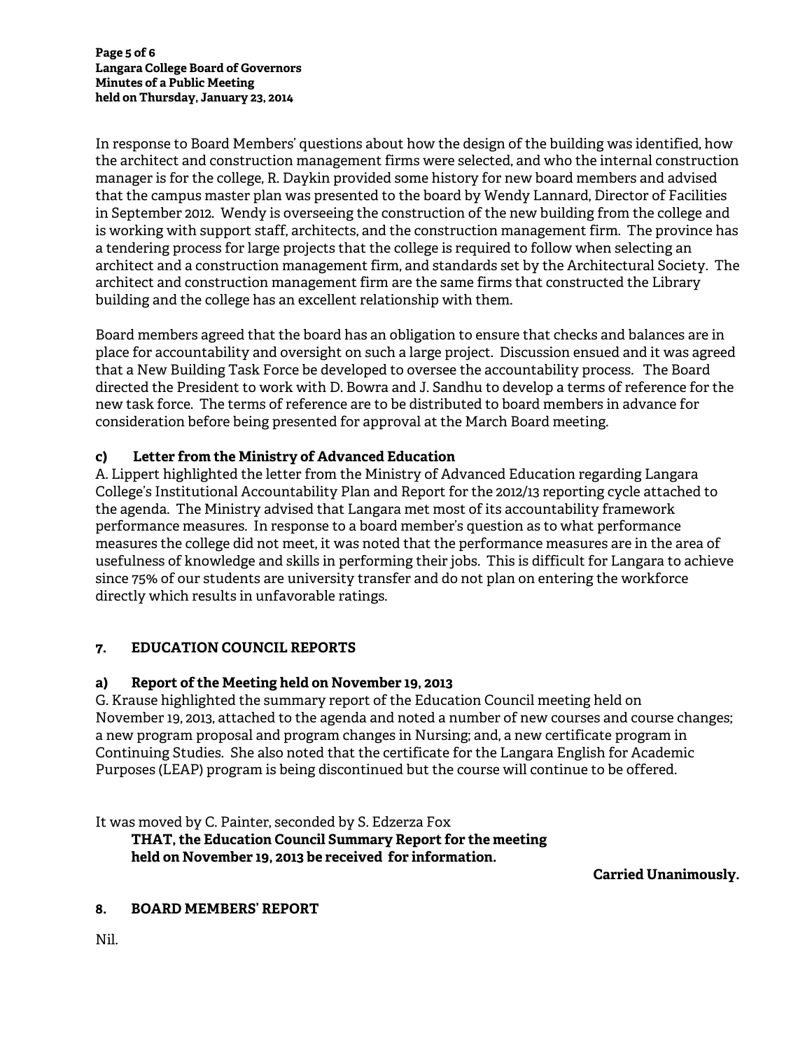In response to Board Members' questions about how the design of the building was identified, how the architect and construction management firms were selected, and who the internal construction manager is for the college, R. Daykin provided some history for new board members and advised that the campus master plan was presented to the board by Wendy Lannard, Director of Facilities in September 2012. Wendy is overseeing the construction of the new building from the college and is working with support staff, architects, and the construction management firm. The province has a tendering process for large projects that the college is required to follow when selecting an architect and a construction management firm, and standards set by the Architectural Society. The architect and construction management firm are the same firms that constructed the Library building and the college has an excellent relationship with them.

Board members agreed that the board has an obligation to ensure that checks and balances are in place for accountability and oversight on such a large project. Discussion ensued and it was agreed that a New Building Task Force be developed to oversee the accountability process. The Board directed the President to work with D. Bowra and J. Sandhu to develop a terms of reference for the new task force. The terms of reference are to be distributed to board members in advance for consideration before being presented for approval at the March Board meeting.

### c) Letter from the Ministry of Advanced Education

A. Lippert highlighted the letter from the Ministry of Advanced Education regarding Langara College's Institutional Accountability Plan and Report for the 2012/13 reporting cycle attached to the agenda. The Ministry advised that Langara met most of its accountability framework performance measures. In response to a board member's question as to what performance measures the college did not meet, it was noted that the performance measures are in the area of usefulness of knowledge and skills in performing their jobs. This is difficult for Langara to achieve since 75% of our students are university transfer and do not plan on entering the workforce directly which results in unfavorable ratings.

## 7. EDUCATION COUNCIL REPORTS

### a) Report of the Meeting held on November 19, 2013

G. Krause highlighted the summary report of the Education Council meeting held on November 19, 2013, attached to the agenda and noted a number of new courses and course changes; a new program proposal and program changes in Nursing; and, a new certificate program in Continuing Studies. She also noted that the certificate for the Langara English for Academic Purposes (LEAP) program is being discontinued but the course will continue to be offered.

It was moved by C. Painter, seconded by S. Edzerza Fox

> **THAT, the Education Council Summary Report for the meeting held on November 19, 2013 be received for information.**

**Carried Unanimously.**

## 8. BOARD MEMBERS' REPORT

Nil.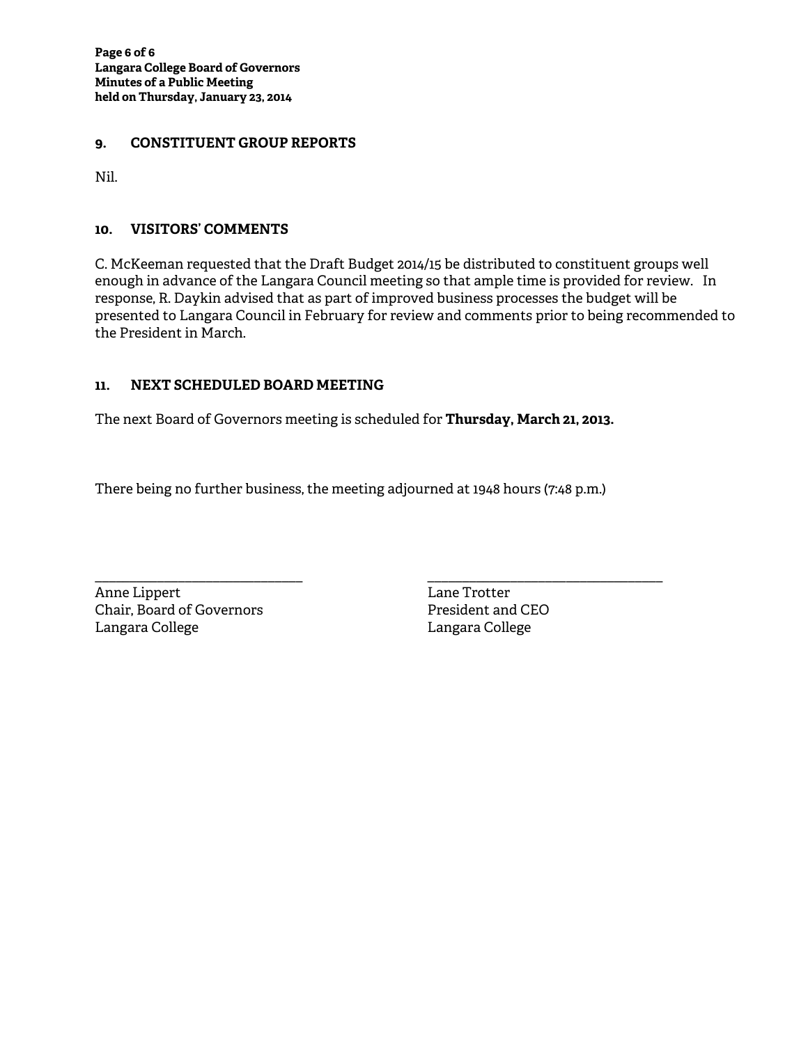## 9. CONSTITUENT GROUP REPORTS

Nil.

## 10. VISITORS' COMMENTS

C. McKeeman requested that the Draft Budget 2014/15 be distributed to constituent groups well enough in advance of the Langara Council meeting so that ample time is provided for review. In response, R. Daykin advised that as part of improved business processes the budget will be presented to Langara Council in February for review and comments prior to being recommended to the President in March.

## 11. NEXT SCHEDULED BOARD MEETING

The next Board of Governors meeting is scheduled for **Thursday, March 21, 2013.**

There being no further business, the meeting adjourned at 1948 hours (7:48 p.m.)

\_\_\_\_\_\_\_\_\_\_\_\_\_\_\_\_\_\_\_\_\_\_\_\_\_\_\_\_\_\_
Anne Lippert
Chair, Board of Governors
Langara College

\_\_\_\_\_\_\_\_\_\_\_\_\_\_\_\_\_\_\_\_\_\_\_\_\_\_\_\_\_\_
Lane Trotter
President and CEO
Langara College